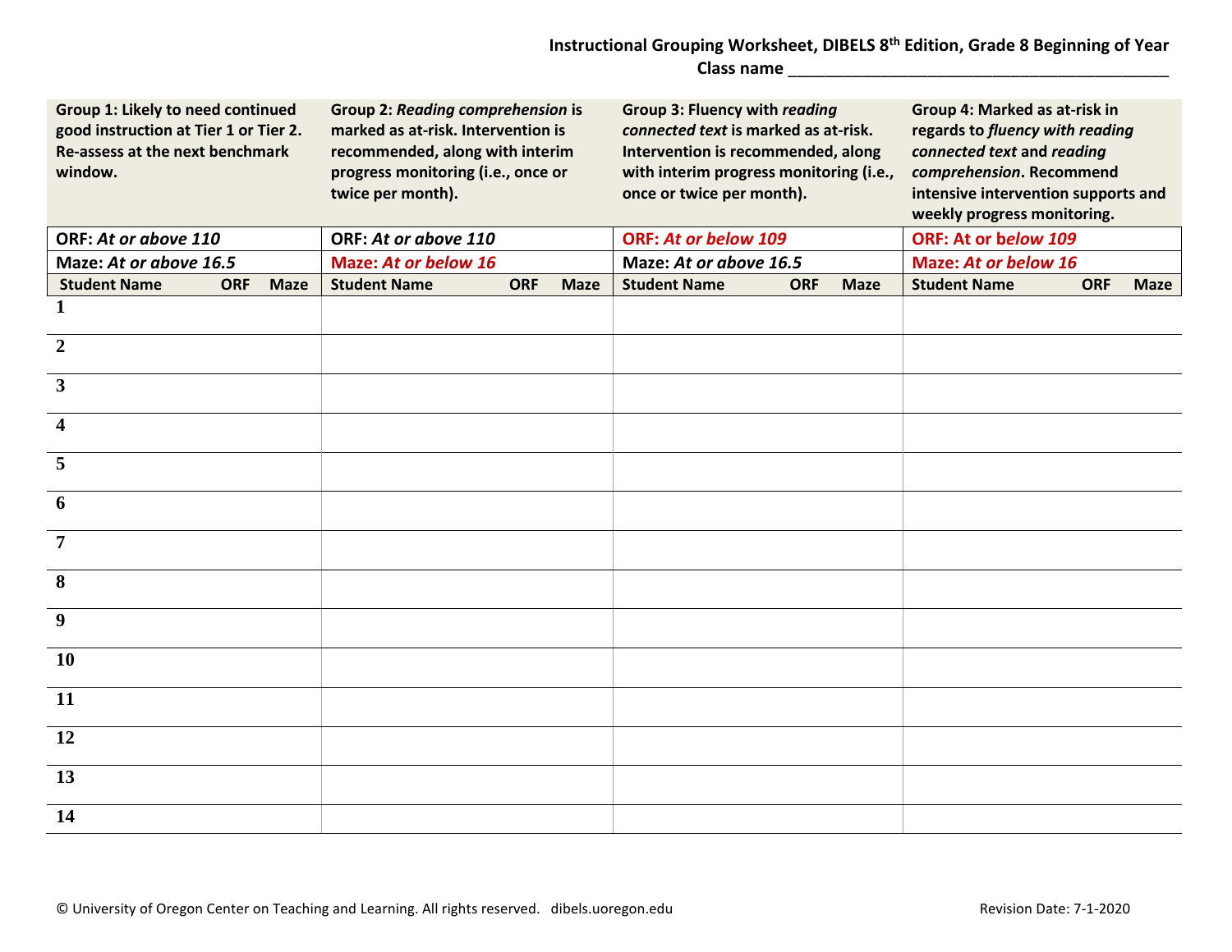**Instructional Grouping Worksheet, DIBELS 8th Edition, Grade 8 Beginning of Year**

**Class name ________________________________________**

| **Group 1: Likely to need continued good instruction at Tier 1 or Tier 2. Re-assess at the next benchmark window.** | | | **Group 2: *Reading comprehension* is marked as at-risk. Intervention is recommended, along with interim progress monitoring (i.e., once or twice per month).** | | | **Group 3: Fluency with *reading connected text* is marked as at-risk. Intervention is recommended, along with interim progress monitoring (i.e., once or twice per month).** | | | **Group 4: Marked as at-risk in regards to *fluency with reading connected text* and *reading comprehension*. Recommend intensive intervention supports and weekly progress monitoring.** | | |
|---|---|---|---|---|---|---|---|---|---|---|---|
| **ORF: *At or above 110*** | | | **ORF: *At or above 110*** | | | **ORF: *At or below 109*** | | | **ORF: At or below 109** | | |
| **Maze: *At or above 16.5*** | | | **Maze: *At or below 16*** | | | **Maze: *At or above 16.5*** | | | **Maze: *At or below 16*** | | |
| **Student Name** | **ORF** | **Maze** | **Student Name** | **ORF** | **Maze** | **Student Name** | **ORF** | **Maze** | **Student Name** | **ORF** | **Maze** |
| **1** | | | | | | | | | | | |
| **2** | | | | | | | | | | | |
| **3** | | | | | | | | | | | |
| **4** | | | | | | | | | | | |
| **5** | | | | | | | | | | | |
| **6** | | | | | | | | | | | |
| **7** | | | | | | | | | | | |
| **8** | | | | | | | | | | | |
| **9** | | | | | | | | | | | |
| **10** | | | | | | | | | | | |
| **11** | | | | | | | | | | | |
| **12** | | | | | | | | | | | |
| **13** | | | | | | | | | | | |
| **14** | | | | | | | | | | | |

© University of Oregon Center on Teaching and Learning. All rights reserved. dibels.uoregon.edu

Revision Date: 7-1-2020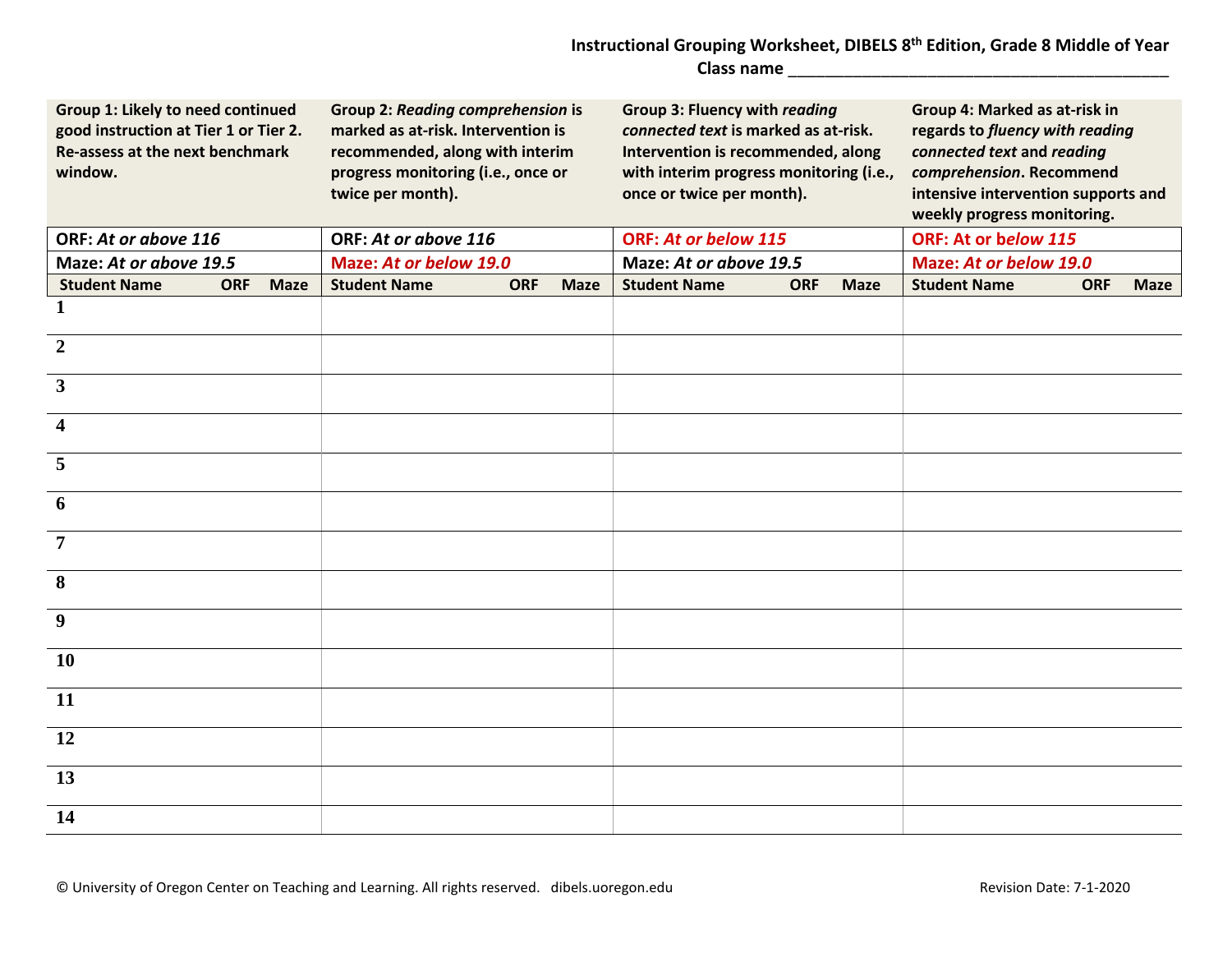**Instructional Grouping Worksheet, DIBELS 8th Edition, Grade 8 Middle of Year**

**Class name ________________________________________**

| **Group 1: Likely to need continued good instruction at Tier 1 or Tier 2. Re-assess at the next benchmark window.** | | | **Group 2: *Reading comprehension* is marked as at-risk. Intervention is recommended, along with interim progress monitoring (i.e., once or twice per month).** | | | **Group 3: Fluency with *reading connected text* is marked as at-risk. Intervention is recommended, along with interim progress monitoring (i.e., once or twice per month).** | | | **Group 4: Marked as at-risk in regards to *fluency with reading connected text* and *reading comprehension*. Recommend intensive intervention supports and weekly progress monitoring.** | | |
|---|---|---|---|---|---|---|---|---|---|---|---|
| **ORF: *At or above 116*** | | | **ORF: *At or above 116*** | | | **ORF: *At or below 115*** | | | **ORF: At or *below 115*** | | |
| **Maze: *At or above 19.5*** | | | **Maze: *At or below 19.0*** | | | **Maze: *At or above 19.5*** | | | **Maze: *At or below 19.0*** | | |
| **Student Name** | **ORF** | **Maze** | **Student Name** | **ORF** | **Maze** | **Student Name** | **ORF** | **Maze** | **Student Name** | **ORF** | **Maze** |
| **1** | | | | | | | | | | | |
| **2** | | | | | | | | | | | |
| **3** | | | | | | | | | | | |
| **4** | | | | | | | | | | | |
| **5** | | | | | | | | | | | |
| **6** | | | | | | | | | | | |
| **7** | | | | | | | | | | | |
| **8** | | | | | | | | | | | |
| **9** | | | | | | | | | | | |
| **10** | | | | | | | | | | | |
| **11** | | | | | | | | | | | |
| **12** | | | | | | | | | | | |
| **13** | | | | | | | | | | | |
| **14** | | | | | | | | | | | |

© University of Oregon Center on Teaching and Learning. All rights reserved. dibels.uoregon.edu

Revision Date: 7-1-2020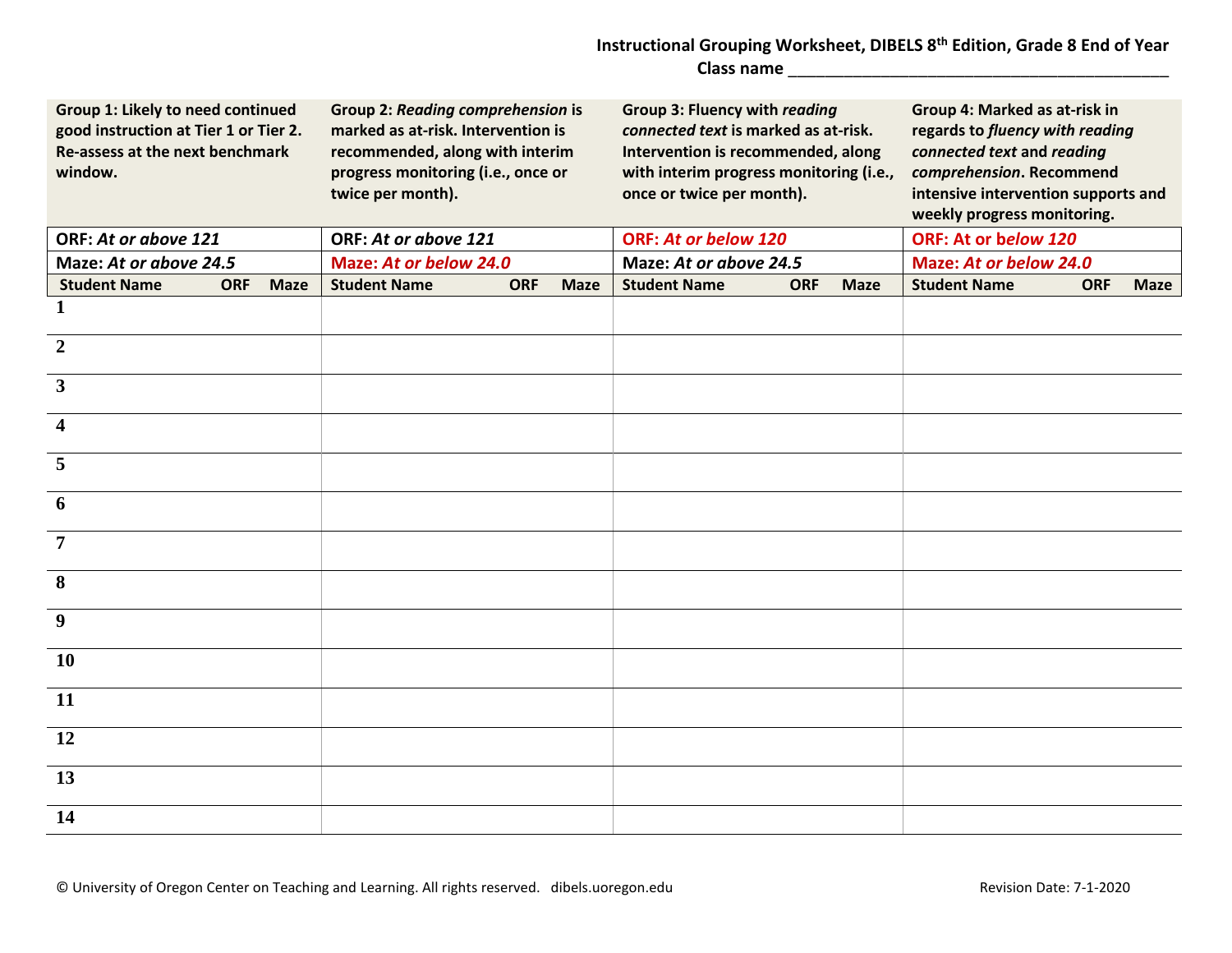**Instructional Grouping Worksheet, DIBELS 8th Edition, Grade 8 End of Year**
**Class name** ________________________________________

| **Group 1: Likely to need continued good instruction at Tier 1 or Tier 2. Re-assess at the next benchmark window.** | | | **Group 2: *Reading comprehension* is marked as at-risk. Intervention is recommended, along with interim progress monitoring (i.e., once or twice per month).** | | | **Group 3: Fluency with *reading connected text* is marked as at-risk. Intervention is recommended, along with interim progress monitoring (i.e., once or twice per month).** | | | **Group 4: Marked as at-risk in regards to *fluency with reading connected text* and *reading comprehension*. Recommend intensive intervention supports and weekly progress monitoring.** | | |
|---|---|---|---|---|---|---|---|---|---|---|---|
| **ORF: *At or above 121*** | | | **ORF: *At or above 121*** | | | **ORF: *At or below 120*** | | | **ORF: At or below 120** | | |
| **Maze: *At or above 24.5*** | | | **Maze: *At or below 24.0*** | | | **Maze: *At or above 24.5*** | | | **Maze: *At or below 24.0*** | | |
| **Student Name** | **ORF** | **Maze** | **Student Name** | **ORF** | **Maze** | **Student Name** | **ORF** | **Maze** | **Student Name** | **ORF** | **Maze** |
| **1** | | | | | | | | | | | |
| **2** | | | | | | | | | | | |
| **3** | | | | | | | | | | | |
| **4** | | | | | | | | | | | |
| **5** | | | | | | | | | | | |
| **6** | | | | | | | | | | | |
| **7** | | | | | | | | | | | |
| **8** | | | | | | | | | | | |
| **9** | | | | | | | | | | | |
| **10** | | | | | | | | | | | |
| **11** | | | | | | | | | | | |
| **12** | | | | | | | | | | | |
| **13** | | | | | | | | | | | |
| **14** | | | | | | | | | | | |

© University of Oregon Center on Teaching and Learning. All rights reserved. dibels.uoregon.edu

Revision Date: 7-1-2020